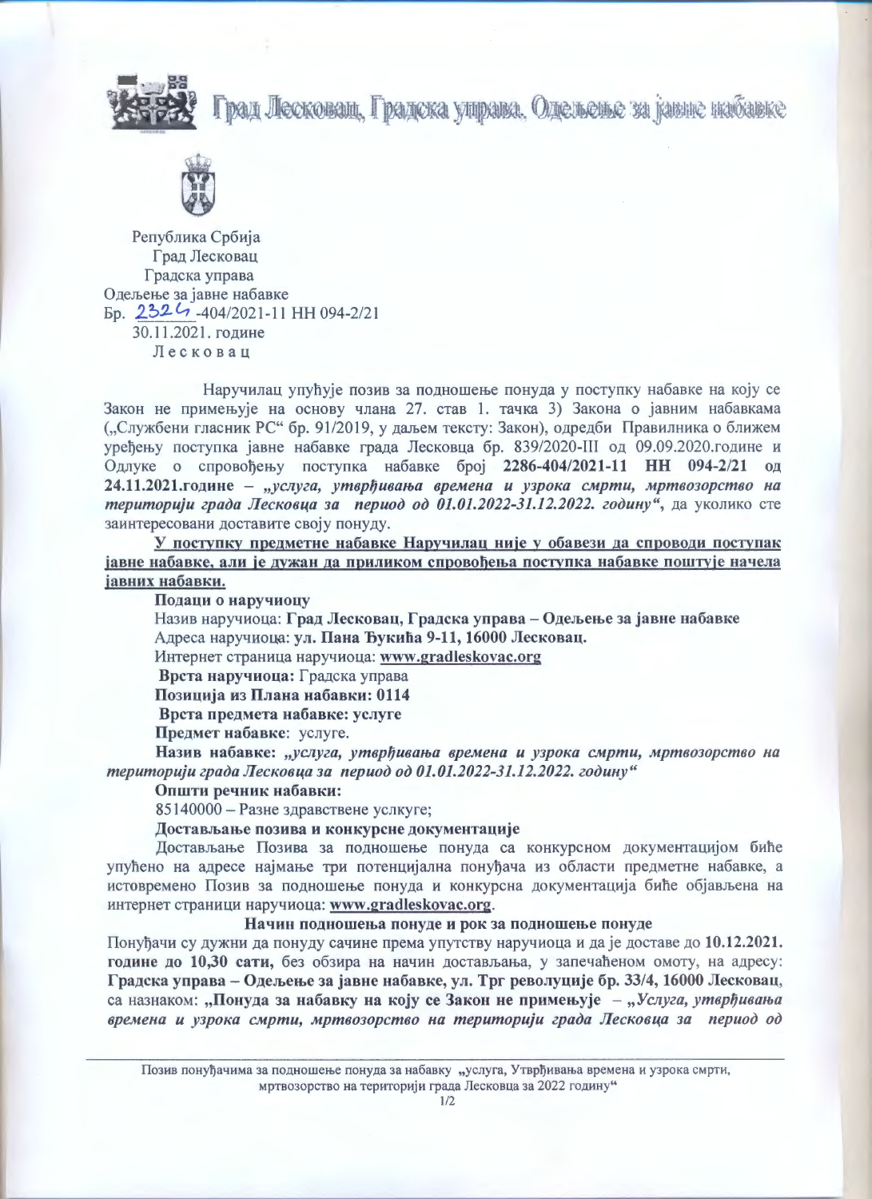Град Лесковац, Градска управа, Одељење за јавне набавке

Република Србија
Град Лесковац
Градска управа
Одељење за јавне набавке
Бр. 2324-404/2021-11 НН 094-2/21
30.11.2021. године
Лесковац

Наручилац упућује позив за подношење понуда у поступку набавке на коју се Закон не примењује на основу члана 27. став 1. тачка 3) Закона о јавним набавкама („Службени гласник РС" бр. 91/2019, у даљем тексту: Закон), одредби Правилника о ближем уређењу поступка јавне набавке града Лесковца бр. 839/2020-III од 09.09.2020.године и Одлуке о спровођењу поступка набавке број **2286-404/2021-11 НН 094-2/21 од 24.11.2021.године** – ***„услуга, утврђивања времена и узрока смрти, мртвозорство на територији града Лесковца за период од 01.01.2022-31.12.2022. годину"***, да уколико сте заинтересовани доставите своју понуду.

**<u>У поступку предметне набавке Наручилац није у обавези да спроводи поступак јавне набавке, али је дужан да приликом спровођења поступка набавке поштује начела јавних набавки.</u>**

**Подаци о наручиоцу**

Назив наручиоца: **Град Лесковац, Градска управа – Одељење за јавне набавке**

Адреса наручиоца: **ул. Пана Ђукића 9-11, 16000 Лесковац.**

Интернет страница наручиоца: **www.gradleskovac.org**

**Врста наручиоца:** Градска управа

**Позиција из Плана набавки: 0114**

**Врста предмета набавке: услуге**

**Предмет набавке**: услуге.

**Назив набавке:** ***„услуга, утврђивања времена и узрока смрти, мртвозорство на територији града Лесковца за период од 01.01.2022-31.12.2022. годину"***

**Општи речник набавки:**

85140000 – Разне здравствене услкуге;

**Достављање позива и конкурсне документације**

Достављање Позива за подношење понуда са конкурсном документацијом биће упућено на адресе најмање три потенцијална понуђача из области предметне набавке, а истовремено Позив за подношење понуда и конкурсна документација биће објављена на интернет страници наручиоца: **www.gradleskovac.org**.

**Начин подношења понуде и рок за подношење понуде**

Понуђачи су дужни да понуду сачине према упутству наручиоца и да је доставе до **10.12.2021. године до 10,30 сати,** без обзира на начин достављања, у запечаћеном омоту, на адресу: **Градска управа – Одељење за јавне набавке, ул. Трг револуције бр. 33/4, 16000 Лесковац**, са назнаком: **„Понуда за набавку на коју се Закон не примењује – *„Услуга, утврђивања времена и узрока смрти, мртвозорство на територији града Лесковца за период од***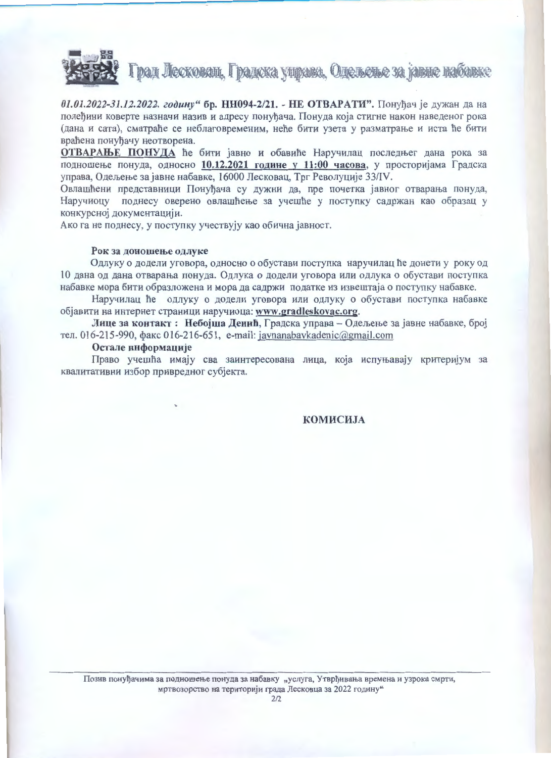*01.01.2022-31.12.2022. годину"* **бр. НН094-2/21. - НЕ ОТВАРАТИ".** Понуђач је дужан да на полеђини коверте назначи назив и адресу понуђача. Понуда која стигне након наведеног рока (дана и сата), сматраће се неблаговременим, неће бити узета у разматрање и иста ће бити враћена понуђачу неотворена.

**ОТВАРАЊЕ ПОНУДА** ће бити јавно и обавиће Наручилац последњег дана рока за подношење понуда, односно **10.12.2021 године у 11:00 часова**, у просторијама Градска управа, Одељење за јавне набавке, 16000 Лесковац, Трг Револуције 33/IV.

Овлашћени представници Понуђача су дужни да, пре почетка јавног отварања понуда, Наручиоцу поднесу оверено овлашћење за учешће у поступку садржан као образац у конкурсној документацији.

Ако га не поднесу, у поступку учествују као обична јавност.

**Рок за доношење одлуке**

Одлуку о додели уговора, односно о обустави поступка наручилац ће донети у року од 10 дана од дана отварања понуда. Одлука о додели уговора или одлука о обустави поступка набавке мора бити образложена и мора да садржи податке из извештаја о поступку набавке.

Наручилац ће одлуку о додели уговора или одлуку о обустави поступка набавке објавити на интернет страници наручиоца: **www.gradleskovac.org**.

**Лице за контакт : Небојша Денић**, Градска управа – Одељење за јавне набавке, број тел. 016-215-990, факс 016-216-651, e-mail: javnanabavkadenic@gmail.com

**Остале информације**

Право учешћа имају сва заинтересована лица, која испуњавају критеријум за квалитативни избор привредног субјекта.

**КОМИСИЈА**